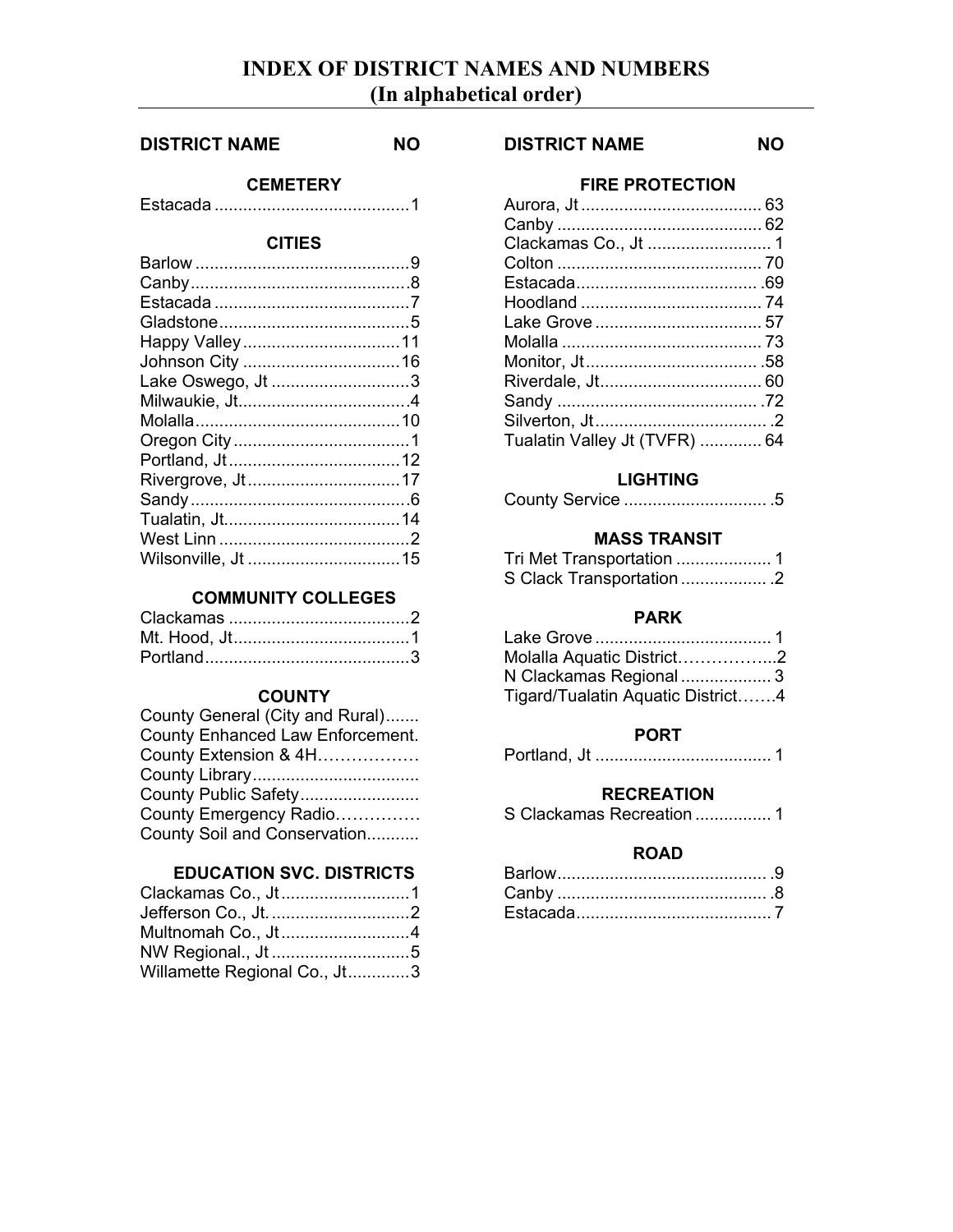# INDEX OF DISTRICT NAMES AND NUMBERS
## (In alphabetical order)

| DISTRICT NAME | NO |
|---|---|
| **CEMETERY** | |
| Estacada | 1 |
| **CITIES** | |
| Barlow | 9 |
| Canby | 8 |
| Estacada | 7 |
| Gladstone | 5 |
| Happy Valley | 11 |
| Johnson City | 16 |
| Lake Oswego, Jt | 3 |
| Milwaukie, Jt. | 4 |
| Molalla | 10 |
| Oregon City | 1 |
| Portland, Jt | 12 |
| Rivergrove, Jt | 17 |
| Sandy | 6 |
| Tualatin, Jt. | 14 |
| West Linn | 2 |
| Wilsonville, Jt | 15 |
| **COMMUNITY COLLEGES** | |
| Clackamas | 2 |
| Mt. Hood, Jt | 1 |
| Portland | 3 |
| **COUNTY** | |
| County General (City and Rural) | |
| County Enhanced Law Enforcement. | |
| County Extension & 4H | |
| County Library | |
| County Public Safety | |
| County Emergency Radio | |
| County Soil and Conservation | |
| **EDUCATION SVC. DISTRICTS** | |
| Clackamas Co., Jt | 1 |
| Jefferson Co., Jt. | 2 |
| Multnomah Co., Jt | 4 |
| NW Regional., Jt | 5 |
| Willamette Regional Co., Jt | 3 |

| DISTRICT NAME | NO |
|---|---|
| **FIRE PROTECTION** | |
| Aurora, Jt | 63 |
| Canby | 62 |
| Clackamas Co., Jt | 1 |
| Colton | 70 |
| Estacada | 69 |
| Hoodland | 74 |
| Lake Grove | 57 |
| Molalla | 73 |
| Monitor, Jt | 58 |
| Riverdale, Jt. | 60 |
| Sandy | 72 |
| Silverton, Jt | 2 |
| Tualatin Valley Jt (TVFR) | 64 |
| **LIGHTING** | |
| County Service | 5 |
| **MASS TRANSIT** | |
| Tri Met Transportation | 1 |
| S Clack Transportation | 2 |
| **PARK** | |
| Lake Grove | 1 |
| Molalla Aquatic District | 2 |
| N Clackamas Regional | 3 |
| Tigard/Tualatin Aquatic District | 4 |
| **PORT** | |
| Portland, Jt | 1 |
| **RECREATION** | |
| S Clackamas Recreation | 1 |
| **ROAD** | |
| Barlow | 9 |
| Canby | 8 |
| Estacada | 7 |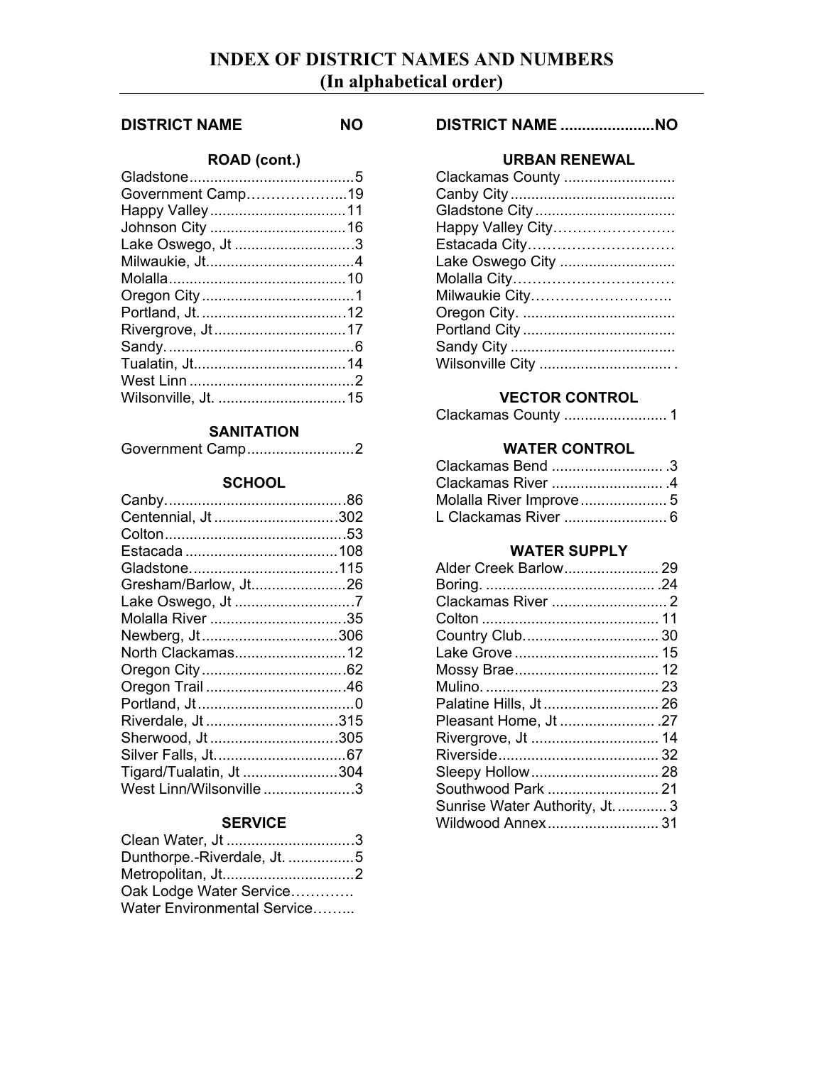# INDEX OF DISTRICT NAMES AND NUMBERS
## (In alphabetical order)

| DISTRICT NAME | NO |
|---|---|
| **ROAD (cont.)** | |
| Gladstone | 5 |
| Government Camp | 19 |
| Happy Valley | 11 |
| Johnson City | 16 |
| Lake Oswego, Jt | 3 |
| Milwaukie, Jt. | 4 |
| Molalla | 10 |
| Oregon City | 1 |
| Portland, Jt. | 12 |
| Rivergrove, Jt | 17 |
| Sandy. | 6 |
| Tualatin, Jt. | 14 |
| West Linn | 2 |
| Wilsonville, Jt. | 15 |
| **SANITATION** | |
| Government Camp | 2 |
| **SCHOOL** | |
| Canby | 86 |
| Centennial, Jt | 302 |
| Colton | 53 |
| Estacada | 108 |
| Gladstone. | 115 |
| Gresham/Barlow, Jt. | 26 |
| Lake Oswego, Jt | 7 |
| Molalla River | 35 |
| Newberg, Jt | 306 |
| North Clackamas | 12 |
| Oregon City | 62 |
| Oregon Trail | 46 |
| Portland, Jt | 0 |
| Riverdale, Jt | 315 |
| Sherwood, Jt | 305 |
| Silver Falls, Jt. | 67 |
| Tigard/Tualatin, Jt | 304 |
| West Linn/Wilsonville | 3 |
| **SERVICE** | |
| Clean Water, Jt | 3 |
| Dunthorpe.-Riverdale, Jt. | 5 |
| Metropolitan, Jt. | 2 |
| Oak Lodge Water Service | |
| Water Environmental Service | |

| DISTRICT NAME | NO |
|---|---|
| **URBAN RENEWAL** | |
| Clackamas County | |
| Canby City | |
| Gladstone City | |
| Happy Valley City | |
| Estacada City | |
| Lake Oswego City | |
| Molalla City | |
| Milwaukie City | |
| Oregon City. | |
| Portland City | |
| Sandy City | |
| Wilsonville City | . |
| **VECTOR CONTROL** | |
| Clackamas County | 1 |
| **WATER CONTROL** | |
| Clackamas Bend | .3 |
| Clackamas River | .4 |
| Molalla River Improve | 5 |
| L Clackamas River | 6 |
| **WATER SUPPLY** | |
| Alder Creek Barlow | 29 |
| Boring. | .24 |
| Clackamas River | 2 |
| Colton | 11 |
| Country Club | 30 |
| Lake Grove | 15 |
| Mossy Brae | 12 |
| Mulino. | 23 |
| Palatine Hills, Jt | 26 |
| Pleasant Home, Jt | .27 |
| Rivergrove, Jt | 14 |
| Riverside | 32 |
| Sleepy Hollow | 28 |
| Southwood Park | 21 |
| Sunrise Water Authority, Jt. | 3 |
| Wildwood Annex | 31 |